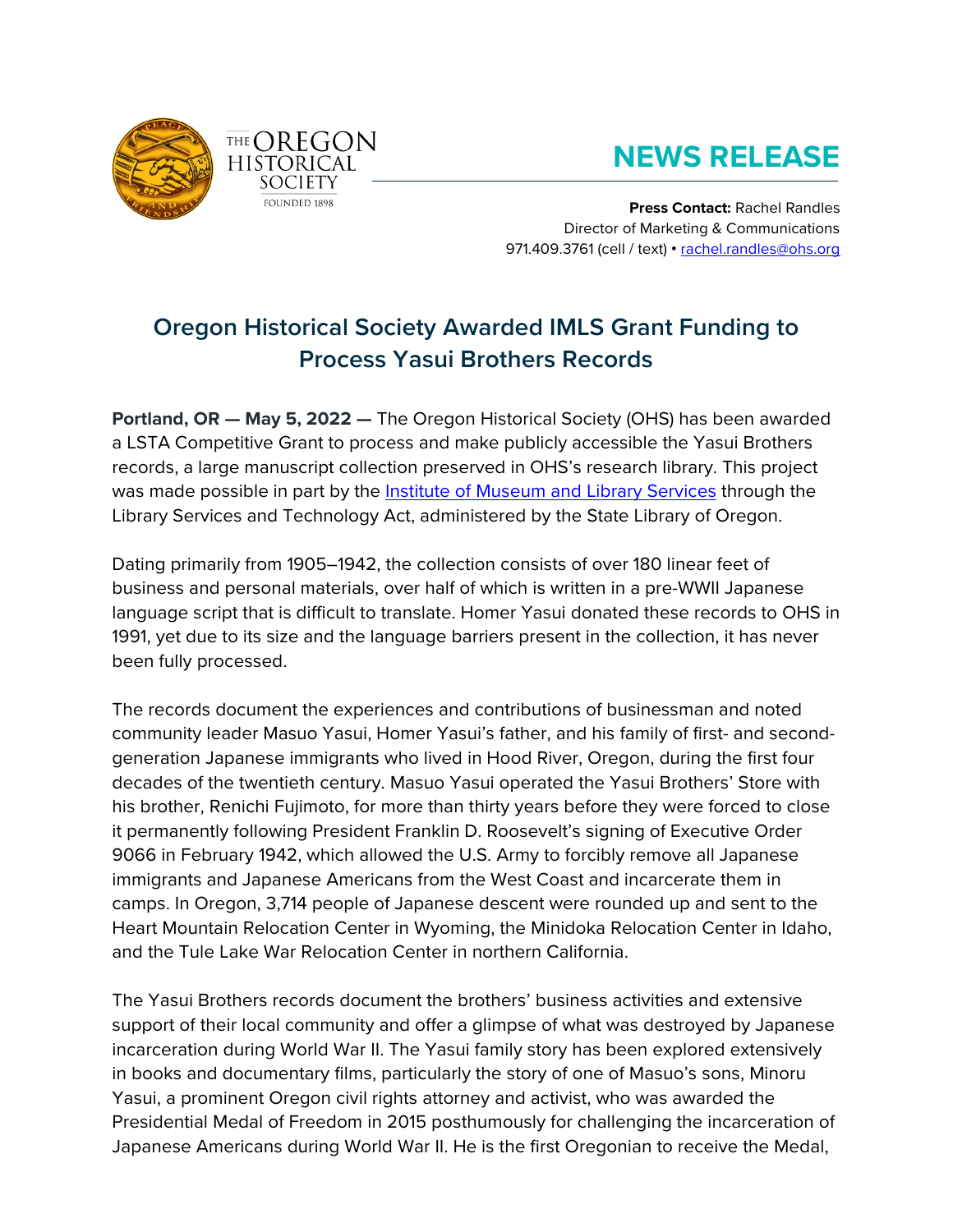THE OREGON HISTORICAL SOCIETY
FOUNDED 1898

# NEWS RELEASE

**Press Contact:** Rachel Randles
Director of Marketing & Communications
971.409.3761 (cell / text) • rachel.randles@ohs.org

## Oregon Historical Society Awarded IMLS Grant Funding to Process Yasui Brothers Records

**Portland, OR — May 5, 2022 —** The Oregon Historical Society (OHS) has been awarded a LSTA Competitive Grant to process and make publicly accessible the Yasui Brothers records, a large manuscript collection preserved in OHS's research library. This project was made possible in part by the Institute of Museum and Library Services through the Library Services and Technology Act, administered by the State Library of Oregon.

Dating primarily from 1905–1942, the collection consists of over 180 linear feet of business and personal materials, over half of which is written in a pre-WWII Japanese language script that is difficult to translate. Homer Yasui donated these records to OHS in 1991, yet due to its size and the language barriers present in the collection, it has never been fully processed.

The records document the experiences and contributions of businessman and noted community leader Masuo Yasui, Homer Yasui's father, and his family of first- and second-generation Japanese immigrants who lived in Hood River, Oregon, during the first four decades of the twentieth century. Masuo Yasui operated the Yasui Brothers' Store with his brother, Renichi Fujimoto, for more than thirty years before they were forced to close it permanently following President Franklin D. Roosevelt's signing of Executive Order 9066 in February 1942, which allowed the U.S. Army to forcibly remove all Japanese immigrants and Japanese Americans from the West Coast and incarcerate them in camps. In Oregon, 3,714 people of Japanese descent were rounded up and sent to the Heart Mountain Relocation Center in Wyoming, the Minidoka Relocation Center in Idaho, and the Tule Lake War Relocation Center in northern California.

The Yasui Brothers records document the brothers' business activities and extensive support of their local community and offer a glimpse of what was destroyed by Japanese incarceration during World War II. The Yasui family story has been explored extensively in books and documentary films, particularly the story of one of Masuo's sons, Minoru Yasui, a prominent Oregon civil rights attorney and activist, who was awarded the Presidential Medal of Freedom in 2015 posthumously for challenging the incarceration of Japanese Americans during World War II. He is the first Oregonian to receive the Medal,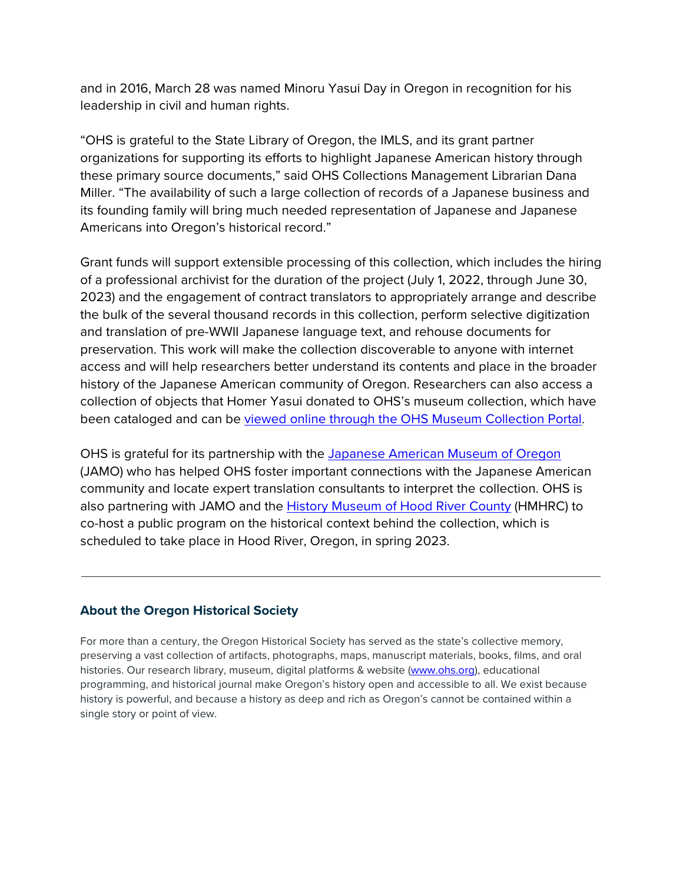and in 2016, March 28 was named Minoru Yasui Day in Oregon in recognition for his leadership in civil and human rights.

"OHS is grateful to the State Library of Oregon, the IMLS, and its grant partner organizations for supporting its efforts to highlight Japanese American history through these primary source documents," said OHS Collections Management Librarian Dana Miller. "The availability of such a large collection of records of a Japanese business and its founding family will bring much needed representation of Japanese and Japanese Americans into Oregon's historical record."

Grant funds will support extensible processing of this collection, which includes the hiring of a professional archivist for the duration of the project (July 1, 2022, through June 30, 2023) and the engagement of contract translators to appropriately arrange and describe the bulk of the several thousand records in this collection, perform selective digitization and translation of pre-WWII Japanese language text, and rehouse documents for preservation. This work will make the collection discoverable to anyone with internet access and will help researchers better understand its contents and place in the broader history of the Japanese American community of Oregon. Researchers can also access a collection of objects that Homer Yasui donated to OHS's museum collection, which have been cataloged and can be viewed online through the OHS Museum Collection Portal.

OHS is grateful for its partnership with the Japanese American Museum of Oregon (JAMO) who has helped OHS foster important connections with the Japanese American community and locate expert translation consultants to interpret the collection. OHS is also partnering with JAMO and the History Museum of Hood River County (HMHRC) to co-host a public program on the historical context behind the collection, which is scheduled to take place in Hood River, Oregon, in spring 2023.

---

### About the Oregon Historical Society

For more than a century, the Oregon Historical Society has served as the state's collective memory, preserving a vast collection of artifacts, photographs, maps, manuscript materials, books, films, and oral histories. Our research library, museum, digital platforms & website (www.ohs.org), educational programming, and historical journal make Oregon's history open and accessible to all. We exist because history is powerful, and because a history as deep and rich as Oregon's cannot be contained within a single story or point of view.